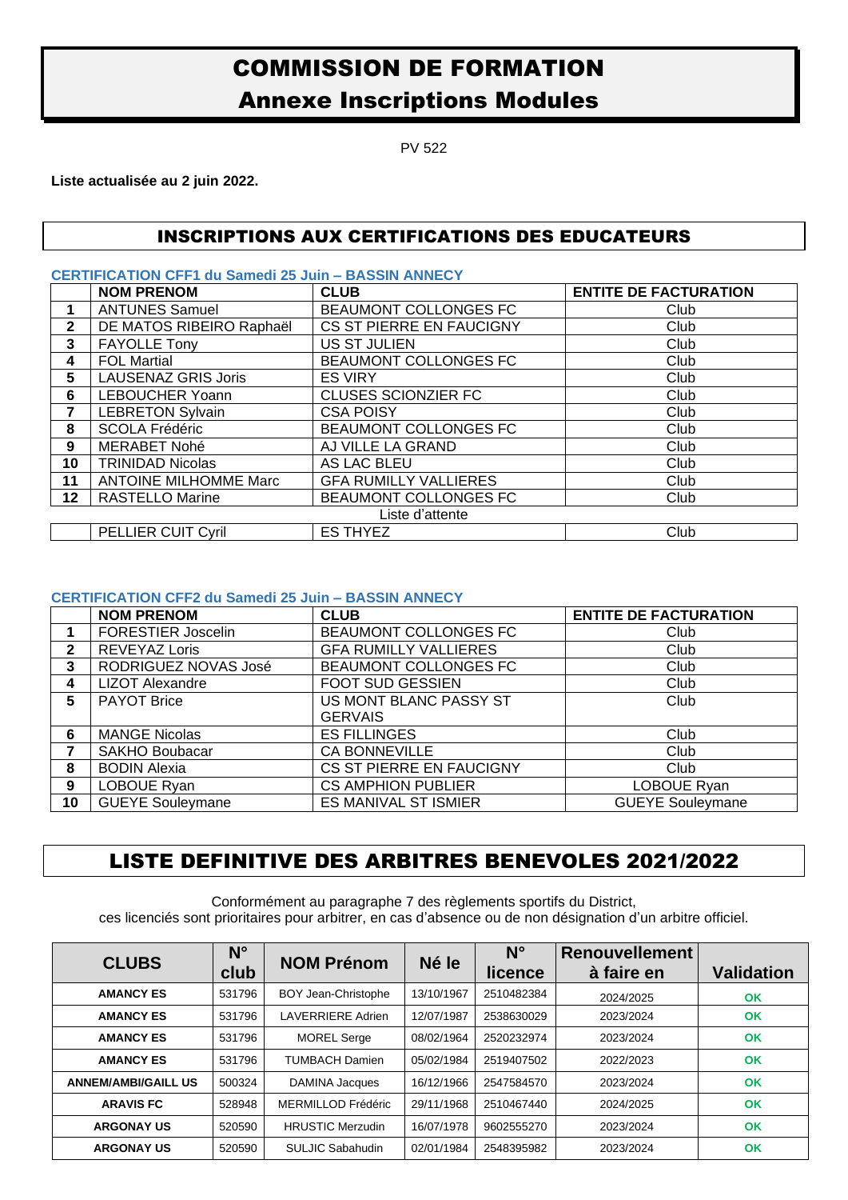# COMMISSION DE FORMATION

## Annexe Inscriptions Modules

PV 522

**Liste actualisée au 2 juin 2022.**

## INSCRIPTIONS AUX CERTIFICATIONS DES EDUCATEURS

### CERTIFICATION CFF1 du Samedi 25 Juin – BASSIN ANNECY

| | NOM PRENOM | CLUB | ENTITE DE FACTURATION |
|---|---|---|---|
| 1 | ANTUNES Samuel | BEAUMONT COLLONGES FC | Club |
| 2 | DE MATOS RIBEIRO Raphaël | CS ST PIERRE EN FAUCIGNY | Club |
| 3 | FAYOLLE Tony | US ST JULIEN | Club |
| 4 | FOL Martial | BEAUMONT COLLONGES FC | Club |
| 5 | LAUSENAZ GRIS Joris | ES VIRY | Club |
| 6 | LEBOUCHER Yoann | CLUSES SCIONZIER FC | Club |
| 7 | LEBRETON Sylvain | CSA POISY | Club |
| 8 | SCOLA Frédéric | BEAUMONT COLLONGES FC | Club |
| 9 | MERABET Nohé | AJ VILLE LA GRAND | Club |
| 10 | TRINIDAD Nicolas | AS LAC BLEU | Club |
| 11 | ANTOINE MILHOMME Marc | GFA RUMILLY VALLIERES | Club |
| 12 | RASTELLO Marine | BEAUMONT COLLONGES FC | Club |
| | | Liste d'attente | |
| | PELLIER CUIT Cyril | ES THYEZ | Club |

### CERTIFICATION CFF2 du Samedi 25 Juin – BASSIN ANNECY

| | NOM PRENOM | CLUB | ENTITE DE FACTURATION |
|---|---|---|---|
| 1 | FORESTIER Joscelin | BEAUMONT COLLONGES FC | Club |
| 2 | REVEYAZ Loris | GFA RUMILLY VALLIERES | Club |
| 3 | RODRIGUEZ NOVAS José | BEAUMONT COLLONGES FC | Club |
| 4 | LIZOT Alexandre | FOOT SUD GESSIEN | Club |
| 5 | PAYOT Brice | US MONT BLANC PASSY ST GERVAIS | Club |
| 6 | MANGE Nicolas | ES FILLINGES | Club |
| 7 | SAKHO Boubacar | CA BONNEVILLE | Club |
| 8 | BODIN Alexia | CS ST PIERRE EN FAUCIGNY | Club |
| 9 | LOBOUE Ryan | CS AMPHION PUBLIER | LOBOUE Ryan |
| 10 | GUEYE Souleymane | ES MANIVAL ST ISMIER | GUEYE Souleymane |

## LISTE DEFINITIVE DES ARBITRES BENEVOLES 2021/2022

Conformément au paragraphe 7 des règlements sportifs du District,
ces licenciés sont prioritaires pour arbitrer, en cas d'absence ou de non désignation d'un arbitre officiel.

| CLUBS | N° club | NOM Prénom | Né le | N° licence | Renouvellement à faire en | Validation |
|---|---|---|---|---|---|---|
| AMANCY ES | 531796 | BOY Jean-Christophe | 13/10/1967 | 2510482384 | 2024/2025 | OK |
| AMANCY ES | 531796 | LAVERRIERE Adrien | 12/07/1987 | 2538630029 | 2023/2024 | OK |
| AMANCY ES | 531796 | MOREL Serge | 08/02/1964 | 2520232974 | 2023/2024 | OK |
| AMANCY ES | 531796 | TUMBACH Damien | 05/02/1984 | 2519407502 | 2022/2023 | OK |
| ANNEM/AMBI/GAILL US | 500324 | DAMINA Jacques | 16/12/1966 | 2547584570 | 2023/2024 | OK |
| ARAVIS FC | 528948 | MERMILLOD Frédéric | 29/11/1968 | 2510467440 | 2024/2025 | OK |
| ARGONAY US | 520590 | HRUSTIC Merzudin | 16/07/1978 | 9602555270 | 2023/2024 | OK |
| ARGONAY US | 520590 | SULJIC Sabahudin | 02/01/1984 | 2548395982 | 2023/2024 | OK |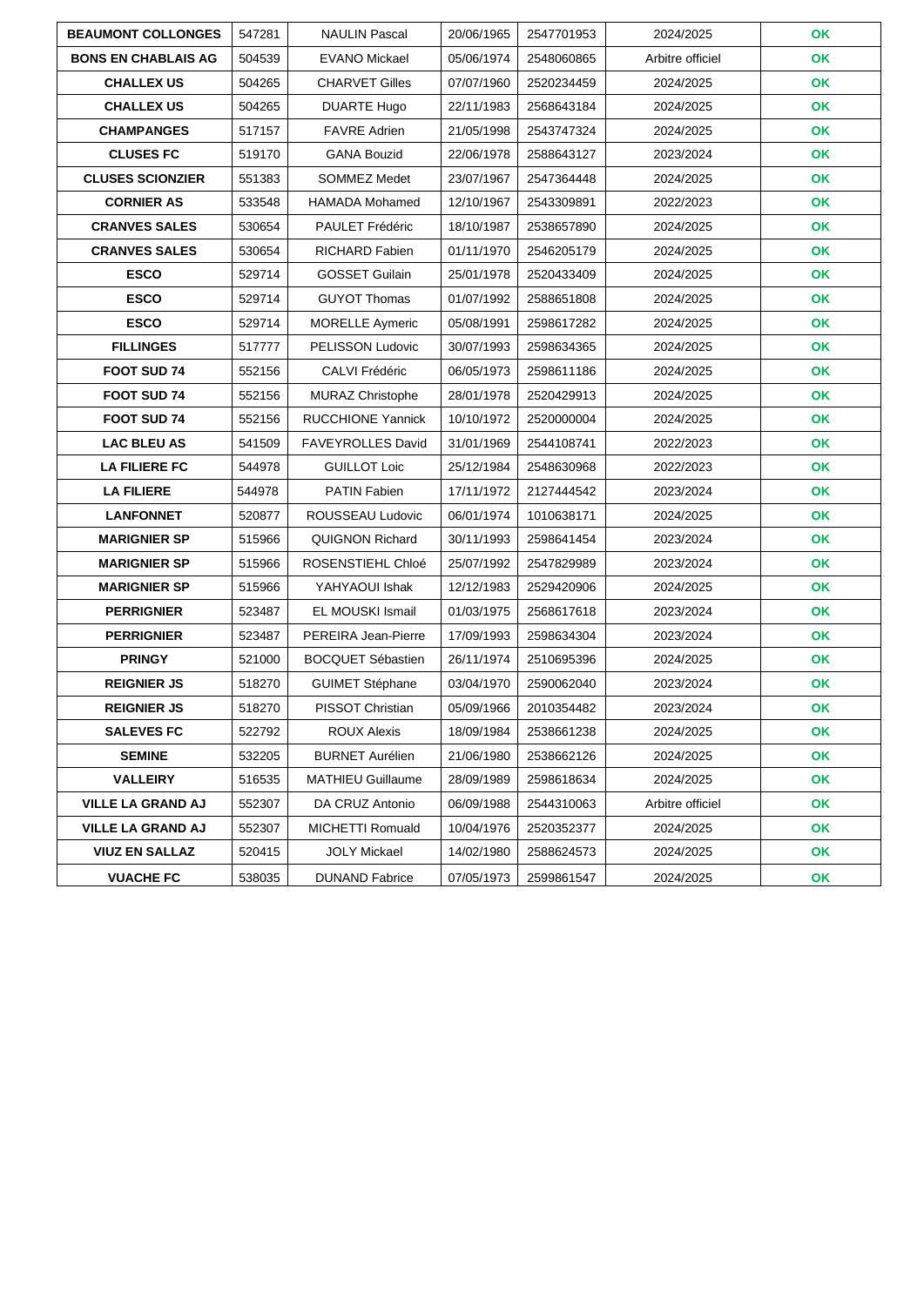| | | | | | | |
|---|---|---|---|---|---|---|
| **BEAUMONT COLLONGES** | 547281 | NAULIN Pascal | 20/06/1965 | 2547701953 | 2024/2025 | **OK** |
| **BONS EN CHABLAIS AG** | 504539 | EVANO Mickael | 05/06/1974 | 2548060865 | Arbitre officiel | **OK** |
| **CHALLEX US** | 504265 | CHARVET Gilles | 07/07/1960 | 2520234459 | 2024/2025 | **OK** |
| **CHALLEX US** | 504265 | DUARTE Hugo | 22/11/1983 | 2568643184 | 2024/2025 | **OK** |
| **CHAMPANGES** | 517157 | FAVRE Adrien | 21/05/1998 | 2543747324 | 2024/2025 | **OK** |
| **CLUSES FC** | 519170 | GANA Bouzid | 22/06/1978 | 2588643127 | 2023/2024 | **OK** |
| **CLUSES SCIONZIER** | 551383 | SOMMEZ Medet | 23/07/1967 | 2547364448 | 2024/2025 | **OK** |
| **CORNIER AS** | 533548 | HAMADA Mohamed | 12/10/1967 | 2543309891 | 2022/2023 | **OK** |
| **CRANVES SALES** | 530654 | PAULET Frédéric | 18/10/1987 | 2538657890 | 2024/2025 | **OK** |
| **CRANVES SALES** | 530654 | RICHARD Fabien | 01/11/1970 | 2546205179 | 2024/2025 | **OK** |
| **ESCO** | 529714 | GOSSET Guilain | 25/01/1978 | 2520433409 | 2024/2025 | **OK** |
| **ESCO** | 529714 | GUYOT Thomas | 01/07/1992 | 2588651808 | 2024/2025 | **OK** |
| **ESCO** | 529714 | MORELLE Aymeric | 05/08/1991 | 2598617282 | 2024/2025 | **OK** |
| **FILLINGES** | 517777 | PELISSON Ludovic | 30/07/1993 | 2598634365 | 2024/2025 | **OK** |
| **FOOT SUD 74** | 552156 | CALVI Frédéric | 06/05/1973 | 2598611186 | 2024/2025 | **OK** |
| **FOOT SUD 74** | 552156 | MURAZ Christophe | 28/01/1978 | 2520429913 | 2024/2025 | **OK** |
| **FOOT SUD 74** | 552156 | RUCCHIONE Yannick | 10/10/1972 | 2520000004 | 2024/2025 | **OK** |
| **LAC BLEU AS** | 541509 | FAVEYROLLES David | 31/01/1969 | 2544108741 | 2022/2023 | **OK** |
| **LA FILIERE FC** | 544978 | GUILLOT Loic | 25/12/1984 | 2548630968 | 2022/2023 | **OK** |
| **LA FILIERE** | 544978 | PATIN Fabien | 17/11/1972 | 2127444542 | 2023/2024 | **OK** |
| **LANFONNET** | 520877 | ROUSSEAU Ludovic | 06/01/1974 | 1010638171 | 2024/2025 | **OK** |
| **MARIGNIER SP** | 515966 | QUIGNON Richard | 30/11/1993 | 2598641454 | 2023/2024 | **OK** |
| **MARIGNIER SP** | 515966 | ROSENSTIEHL Chloé | 25/07/1992 | 2547829989 | 2023/2024 | **OK** |
| **MARIGNIER SP** | 515966 | YAHYAOUI Ishak | 12/12/1983 | 2529420906 | 2024/2025 | **OK** |
| **PERRIGNIER** | 523487 | EL MOUSKI Ismail | 01/03/1975 | 2568617618 | 2023/2024 | **OK** |
| **PERRIGNIER** | 523487 | PEREIRA Jean-Pierre | 17/09/1993 | 2598634304 | 2023/2024 | **OK** |
| **PRINGY** | 521000 | BOCQUET Sébastien | 26/11/1974 | 2510695396 | 2024/2025 | **OK** |
| **REIGNIER JS** | 518270 | GUIMET Stéphane | 03/04/1970 | 2590062040 | 2023/2024 | **OK** |
| **REIGNIER JS** | 518270 | PISSOT Christian | 05/09/1966 | 2010354482 | 2023/2024 | **OK** |
| **SALEVES FC** | 522792 | ROUX Alexis | 18/09/1984 | 2538661238 | 2024/2025 | **OK** |
| **SEMINE** | 532205 | BURNET Aurélien | 21/06/1980 | 2538662126 | 2024/2025 | **OK** |
| **VALLEIRY** | 516535 | MATHIEU Guillaume | 28/09/1989 | 2598618634 | 2024/2025 | **OK** |
| **VILLE LA GRAND AJ** | 552307 | DA CRUZ Antonio | 06/09/1988 | 2544310063 | Arbitre officiel | **OK** |
| **VILLE LA GRAND AJ** | 552307 | MICHETTI Romuald | 10/04/1976 | 2520352377 | 2024/2025 | **OK** |
| **VIUZ EN SALLAZ** | 520415 | JOLY Mickael | 14/02/1980 | 2588624573 | 2024/2025 | **OK** |
| **VUACHE FC** | 538035 | DUNAND Fabrice | 07/05/1973 | 2599861547 | 2024/2025 | **OK** |